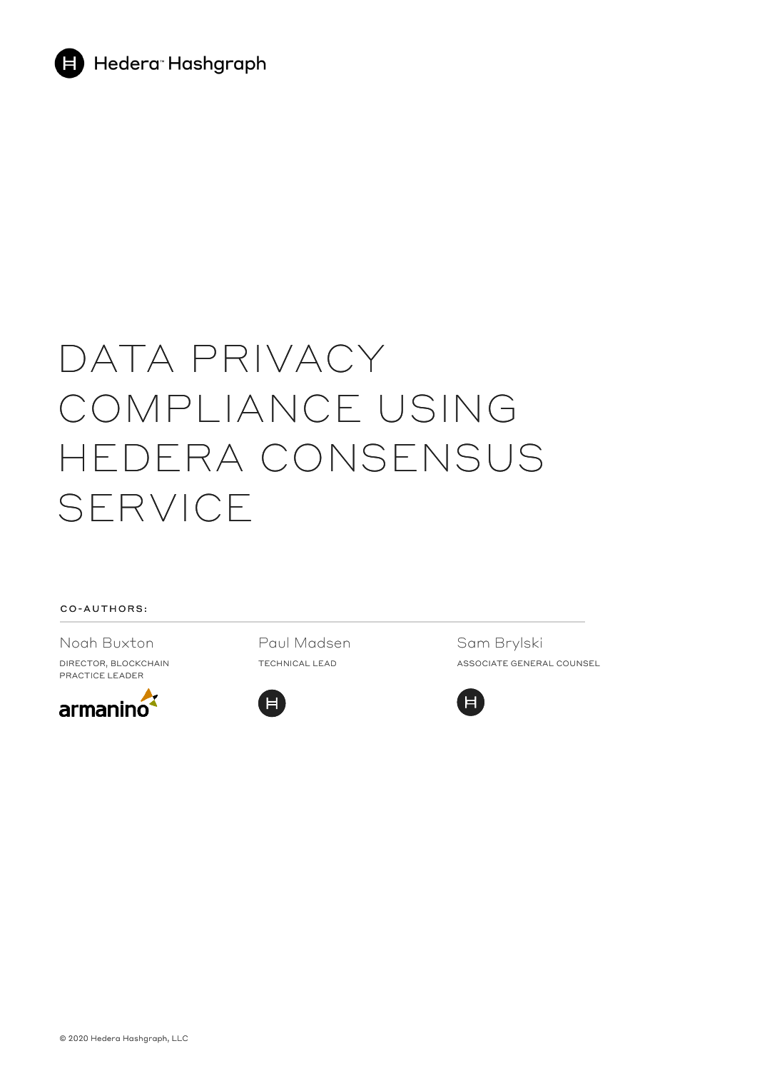Hedera™ Hashgraph

# DATA PRIVACY COMPLIANCE USING HEDERA CONSENSUS SERVICE

CO-AUTHORS:

Noah Buxton
DIRECTOR, BLOCKCHAIN PRACTICE LEADER
armanino

Paul Madsen
TECHNICAL LEAD

Sam Brylski
ASSOCIATE GENERAL COUNSEL

© 2020 Hedera Hashgraph, LLC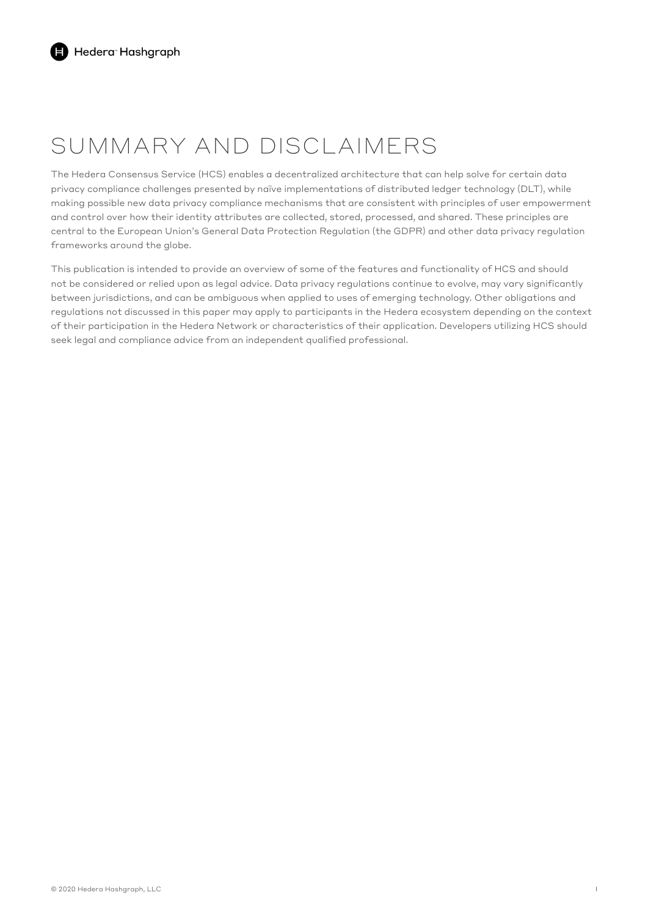# SUMMARY AND DISCLAIMERS

The Hedera Consensus Service (HCS) enables a decentralized architecture that can help solve for certain data privacy compliance challenges presented by naïve implementations of distributed ledger technology (DLT), while making possible new data privacy compliance mechanisms that are consistent with principles of user empowerment and control over how their identity attributes are collected, stored, processed, and shared. These principles are central to the European Union's General Data Protection Regulation (the GDPR) and other data privacy regulation frameworks around the globe.

This publication is intended to provide an overview of some of the features and functionality of HCS and should not be considered or relied upon as legal advice. Data privacy regulations continue to evolve, may vary significantly between jurisdictions, and can be ambiguous when applied to uses of emerging technology. Other obligations and regulations not discussed in this paper may apply to participants in the Hedera ecosystem depending on the context of their participation in the Hedera Network or characteristics of their application. Developers utilizing HCS should seek legal and compliance advice from an independent qualified professional.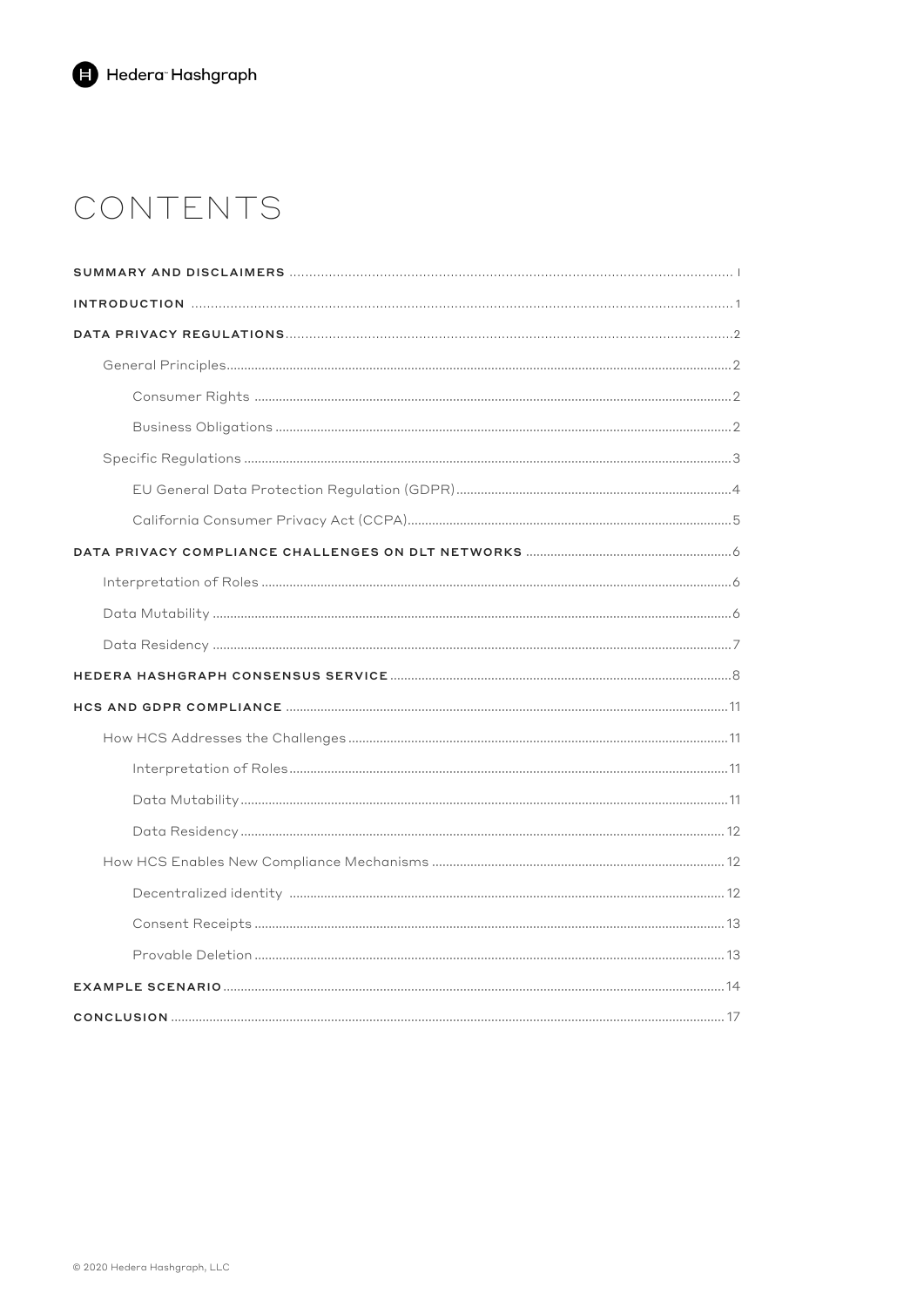# CONTENTS

- **SUMMARY AND DISCLAIMERS** ........ I
- **INTRODUCTION** ........ 1
- **DATA PRIVACY REGULATIONS** ........ 2
  - General Principles ........ 2
    - Consumer Rights ........ 2
    - Business Obligations ........ 2
  - Specific Regulations ........ 3
    - EU General Data Protection Regulation (GDPR) ........ 4
    - California Consumer Privacy Act (CCPA) ........ 5
- **DATA PRIVACY COMPLIANCE CHALLENGES ON DLT NETWORKS** ........ 6
  - Interpretation of Roles ........ 6
  - Data Mutability ........ 6
  - Data Residency ........ 7
- **HEDERA HASHGRAPH CONSENSUS SERVICE** ........ 8
- **HCS AND GDPR COMPLIANCE** ........ 11
  - How HCS Addresses the Challenges ........ 11
    - Interpretation of Roles ........ 11
    - Data Mutability ........ 11
    - Data Residency ........ 12
  - How HCS Enables New Compliance Mechanisms ........ 12
    - Decentralized identity ........ 12
    - Consent Receipts ........ 13
    - Provable Deletion ........ 13
- **EXAMPLE SCENARIO** ........ 14
- **CONCLUSION** ........ 17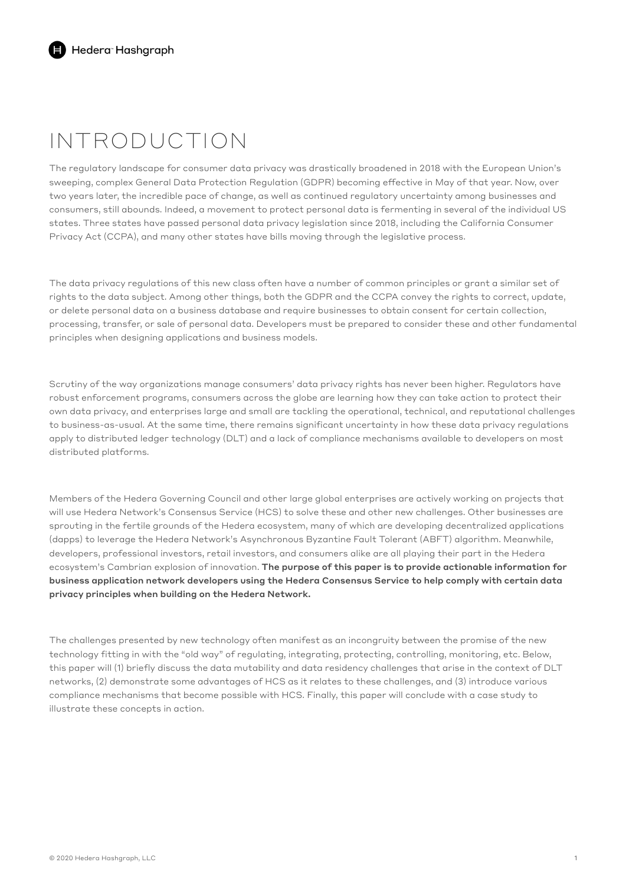# INTRODUCTION

The regulatory landscape for consumer data privacy was drastically broadened in 2018 with the European Union's sweeping, complex General Data Protection Regulation (GDPR) becoming effective in May of that year. Now, over two years later, the incredible pace of change, as well as continued regulatory uncertainty among businesses and consumers, still abounds. Indeed, a movement to protect personal data is fermenting in several of the individual US states. Three states have passed personal data privacy legislation since 2018, including the California Consumer Privacy Act (CCPA), and many other states have bills moving through the legislative process.

The data privacy regulations of this new class often have a number of common principles or grant a similar set of rights to the data subject. Among other things, both the GDPR and the CCPA convey the rights to correct, update, or delete personal data on a business database and require businesses to obtain consent for certain collection, processing, transfer, or sale of personal data. Developers must be prepared to consider these and other fundamental principles when designing applications and business models.

Scrutiny of the way organizations manage consumers' data privacy rights has never been higher. Regulators have robust enforcement programs, consumers across the globe are learning how they can take action to protect their own data privacy, and enterprises large and small are tackling the operational, technical, and reputational challenges to business-as-usual. At the same time, there remains significant uncertainty in how these data privacy regulations apply to distributed ledger technology (DLT) and a lack of compliance mechanisms available to developers on most distributed platforms.

Members of the Hedera Governing Council and other large global enterprises are actively working on projects that will use Hedera Network's Consensus Service (HCS) to solve these and other new challenges. Other businesses are sprouting in the fertile grounds of the Hedera ecosystem, many of which are developing decentralized applications (dapps) to leverage the Hedera Network's Asynchronous Byzantine Fault Tolerant (ABFT) algorithm. Meanwhile, developers, professional investors, retail investors, and consumers alike are all playing their part in the Hedera ecosystem's Cambrian explosion of innovation. **The purpose of this paper is to provide actionable information for business application network developers using the Hedera Consensus Service to help comply with certain data privacy principles when building on the Hedera Network.**

The challenges presented by new technology often manifest as an incongruity between the promise of the new technology fitting in with the "old way" of regulating, integrating, protecting, controlling, monitoring, etc. Below, this paper will (1) briefly discuss the data mutability and data residency challenges that arise in the context of DLT networks, (2) demonstrate some advantages of HCS as it relates to these challenges, and (3) introduce various compliance mechanisms that become possible with HCS. Finally, this paper will conclude with a case study to illustrate these concepts in action.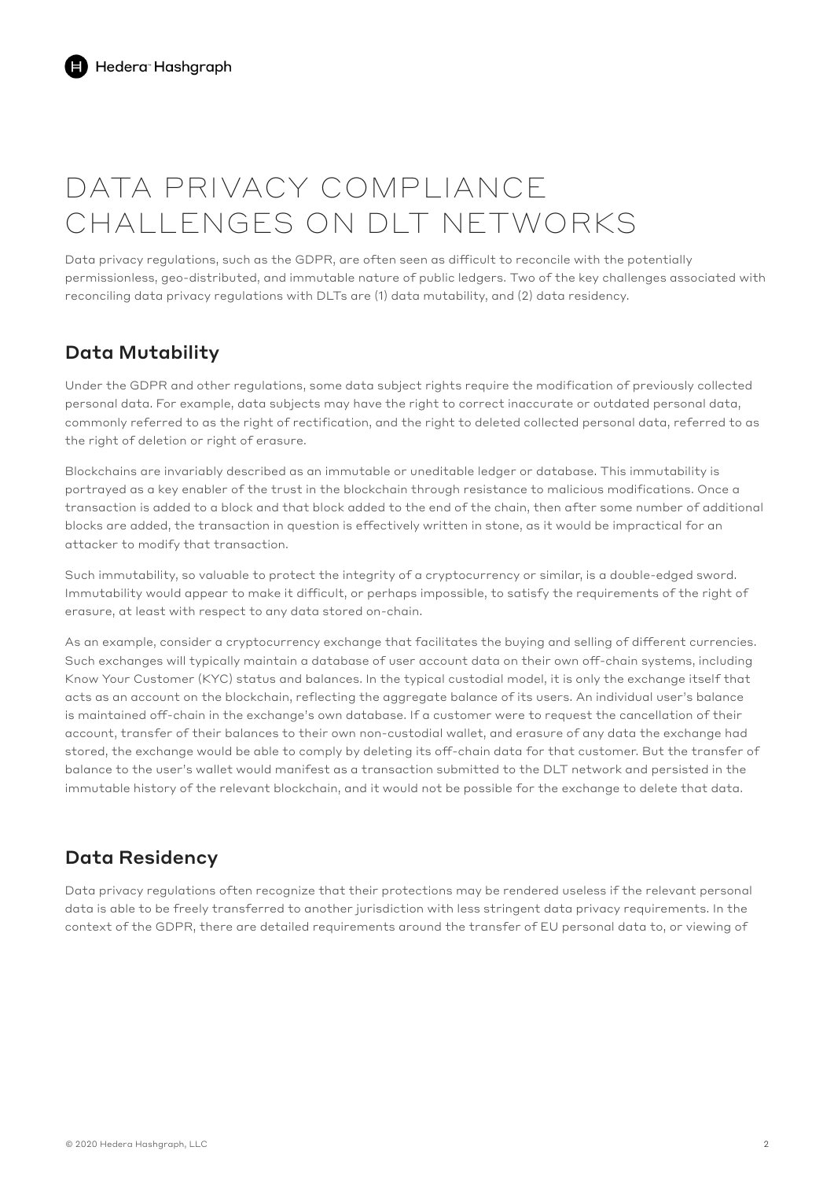# DATA PRIVACY COMPLIANCE CHALLENGES ON DLT NETWORKS

Data privacy regulations, such as the GDPR, are often seen as difficult to reconcile with the potentially permissionless, geo-distributed, and immutable nature of public ledgers. Two of the key challenges associated with reconciling data privacy regulations with DLTs are (1) data mutability, and (2) data residency.

## Data Mutability

Under the GDPR and other regulations, some data subject rights require the modification of previously collected personal data. For example, data subjects may have the right to correct inaccurate or outdated personal data, commonly referred to as the right of rectification, and the right to deleted collected personal data, referred to as the right of deletion or right of erasure.

Blockchains are invariably described as an immutable or uneditable ledger or database. This immutability is portrayed as a key enabler of the trust in the blockchain through resistance to malicious modifications. Once a transaction is added to a block and that block added to the end of the chain, then after some number of additional blocks are added, the transaction in question is effectively written in stone, as it would be impractical for an attacker to modify that transaction.

Such immutability, so valuable to protect the integrity of a cryptocurrency or similar, is a double-edged sword. Immutability would appear to make it difficult, or perhaps impossible, to satisfy the requirements of the right of erasure, at least with respect to any data stored on-chain.

As an example, consider a cryptocurrency exchange that facilitates the buying and selling of different currencies. Such exchanges will typically maintain a database of user account data on their own off-chain systems, including Know Your Customer (KYC) status and balances. In the typical custodial model, it is only the exchange itself that acts as an account on the blockchain, reflecting the aggregate balance of its users. An individual user's balance is maintained off-chain in the exchange's own database. If a customer were to request the cancellation of their account, transfer of their balances to their own non-custodial wallet, and erasure of any data the exchange had stored, the exchange would be able to comply by deleting its off-chain data for that customer. But the transfer of balance to the user's wallet would manifest as a transaction submitted to the DLT network and persisted in the immutable history of the relevant blockchain, and it would not be possible for the exchange to delete that data.

## Data Residency

Data privacy regulations often recognize that their protections may be rendered useless if the relevant personal data is able to be freely transferred to another jurisdiction with less stringent data privacy requirements. In the context of the GDPR, there are detailed requirements around the transfer of EU personal data to, or viewing of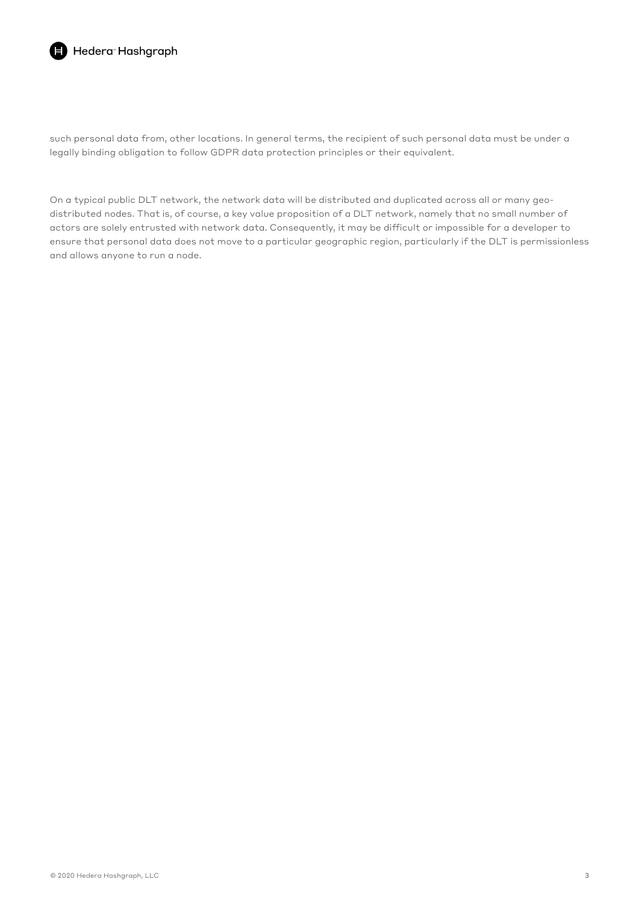such personal data from, other locations. In general terms, the recipient of such personal data must be under a legally binding obligation to follow GDPR data protection principles or their equivalent.

On a typical public DLT network, the network data will be distributed and duplicated across all or many geo-distributed nodes. That is, of course, a key value proposition of a DLT network, namely that no small number of actors are solely entrusted with network data. Consequently, it may be difficult or impossible for a developer to ensure that personal data does not move to a particular geographic region, particularly if the DLT is permissionless and allows anyone to run a node.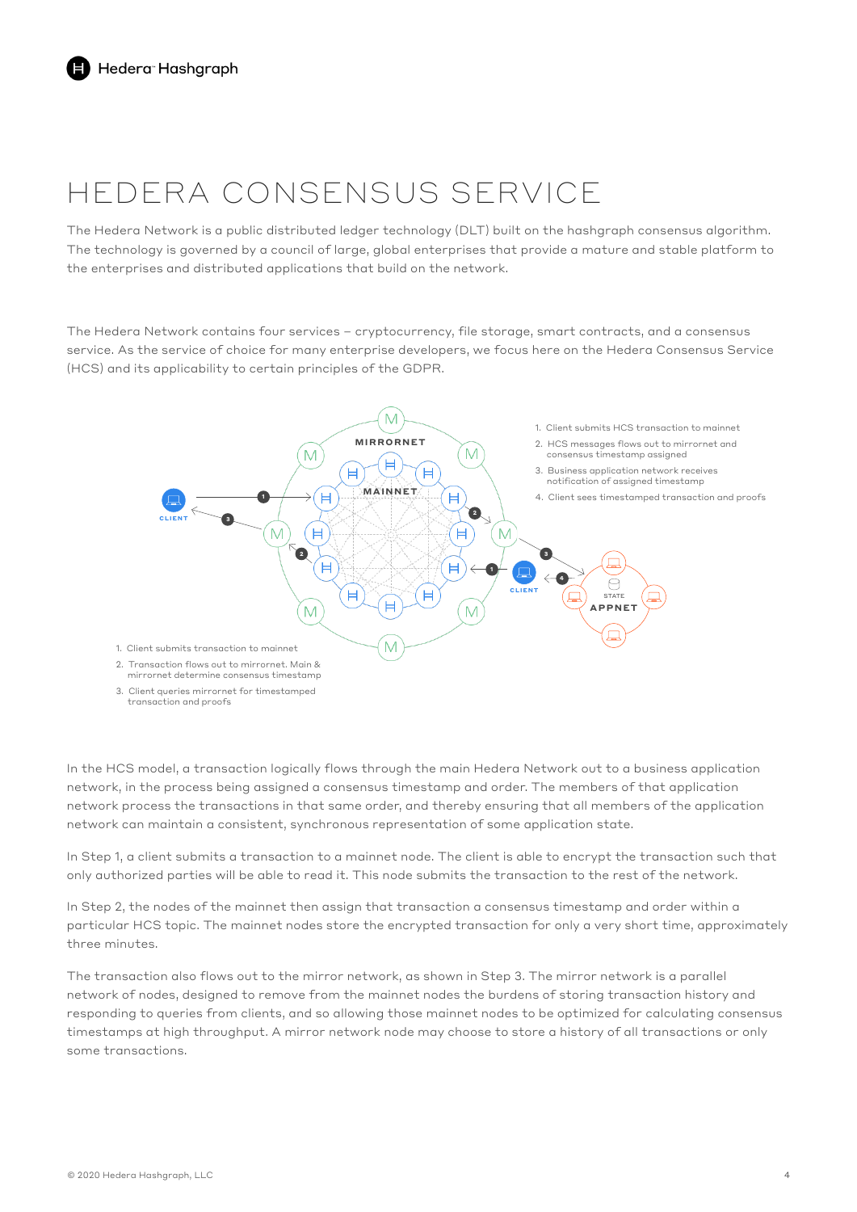# HEDERA CONSENSUS SERVICE

The Hedera Network is a public distributed ledger technology (DLT) built on the hashgraph consensus algorithm. The technology is governed by a council of large, global enterprises that provide a mature and stable platform to the enterprises and distributed applications that build on the network.

The Hedera Network contains four services – cryptocurrency, file storage, smart contracts, and a consensus service. As the service of choice for many enterprise developers, we focus here on the Hedera Consensus Service (HCS) and its applicability to certain principles of the GDPR.

1. Client submits HCS transaction to mainnet
2. HCS messages flows out to mirrornet and consensus timestamp assigned
3. Business application network receives notification of assigned timestamp
4. Client sees timestamped transaction and proofs

1. Client submits transaction to mainnet
2. Transaction flows out to mirrornet. Main & mirrornet determine consensus timestamp
3. Client queries mirrornet for timestamped transaction and proofs

In the HCS model, a transaction logically flows through the main Hedera Network out to a business application network, in the process being assigned a consensus timestamp and order. The members of that application network process the transactions in that same order, and thereby ensuring that all members of the application network can maintain a consistent, synchronous representation of some application state.

In Step 1, a client submits a transaction to a mainnet node. The client is able to encrypt the transaction such that only authorized parties will be able to read it. This node submits the transaction to the rest of the network.

In Step 2, the nodes of the mainnet then assign that transaction a consensus timestamp and order within a particular HCS topic. The mainnet nodes store the encrypted transaction for only a very short time, approximately three minutes.

The transaction also flows out to the mirror network, as shown in Step 3. The mirror network is a parallel network of nodes, designed to remove from the mainnet nodes the burdens of storing transaction history and responding to queries from clients, and so allowing those mainnet nodes to be optimized for calculating consensus timestamps at high throughput. A mirror network node may choose to store a history of all transactions or only some transactions.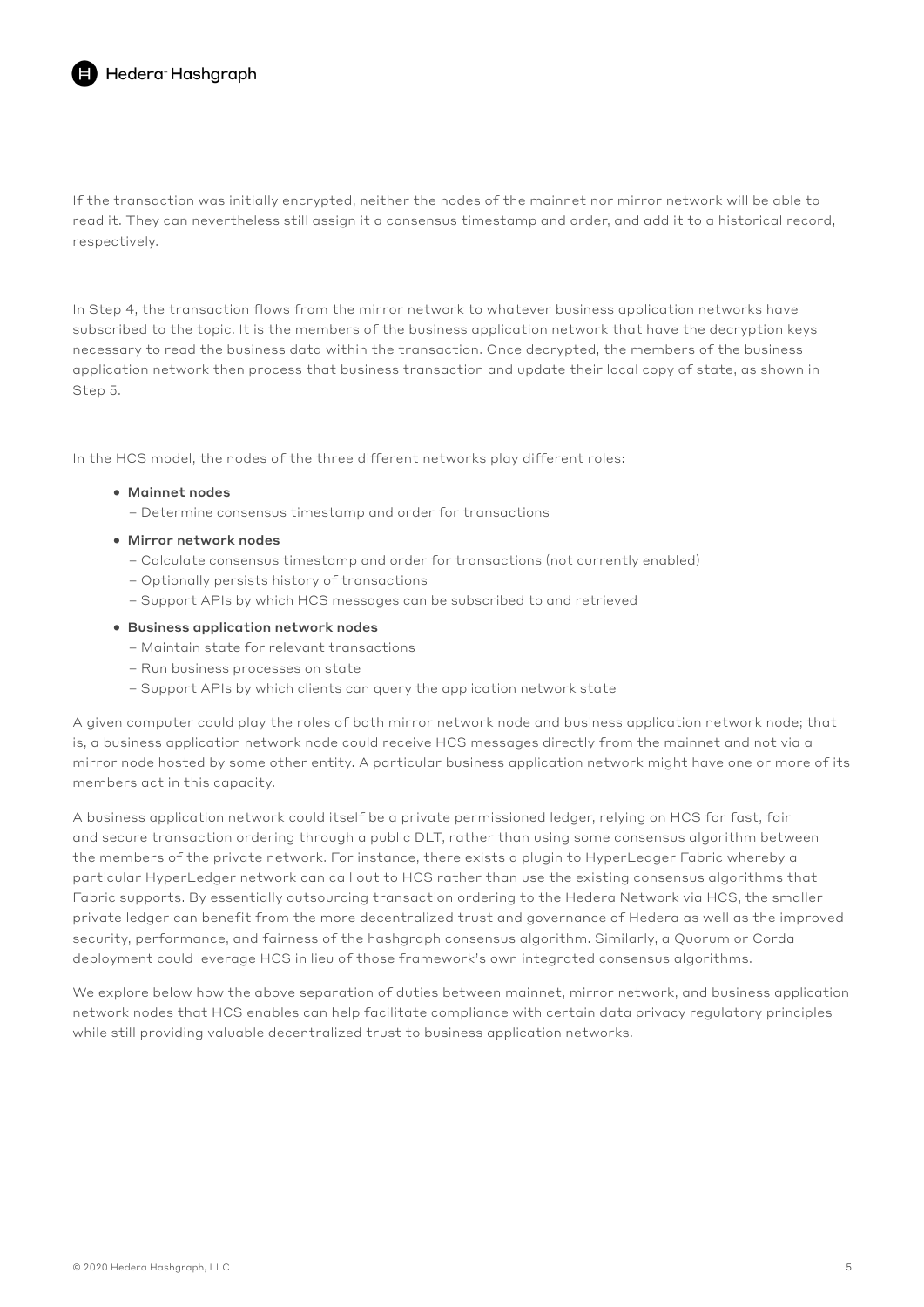If the transaction was initially encrypted, neither the nodes of the mainnet nor mirror network will be able to read it. They can nevertheless still assign it a consensus timestamp and order, and add it to a historical record, respectively.

In Step 4, the transaction flows from the mirror network to whatever business application networks have subscribed to the topic. It is the members of the business application network that have the decryption keys necessary to read the business data within the transaction. Once decrypted, the members of the business application network then process that business transaction and update their local copy of state, as shown in Step 5.

In the HCS model, the nodes of the three different networks play different roles:

- **Mainnet nodes**
  - Determine consensus timestamp and order for transactions
- **Mirror network nodes**
  - Calculate consensus timestamp and order for transactions (not currently enabled)
  - Optionally persists history of transactions
  - Support APIs by which HCS messages can be subscribed to and retrieved
- **Business application network nodes**
  - Maintain state for relevant transactions
  - Run business processes on state
  - Support APIs by which clients can query the application network state

A given computer could play the roles of both mirror network node and business application network node; that is, a business application network node could receive HCS messages directly from the mainnet and not via a mirror node hosted by some other entity. A particular business application network might have one or more of its members act in this capacity.

A business application network could itself be a private permissioned ledger, relying on HCS for fast, fair and secure transaction ordering through a public DLT, rather than using some consensus algorithm between the members of the private network. For instance, there exists a plugin to HyperLedger Fabric whereby a particular HyperLedger network can call out to HCS rather than use the existing consensus algorithms that Fabric supports. By essentially outsourcing transaction ordering to the Hedera Network via HCS, the smaller private ledger can benefit from the more decentralized trust and governance of Hedera as well as the improved security, performance, and fairness of the hashgraph consensus algorithm. Similarly, a Quorum or Corda deployment could leverage HCS in lieu of those framework's own integrated consensus algorithms.

We explore below how the above separation of duties between mainnet, mirror network, and business application network nodes that HCS enables can help facilitate compliance with certain data privacy regulatory principles while still providing valuable decentralized trust to business application networks.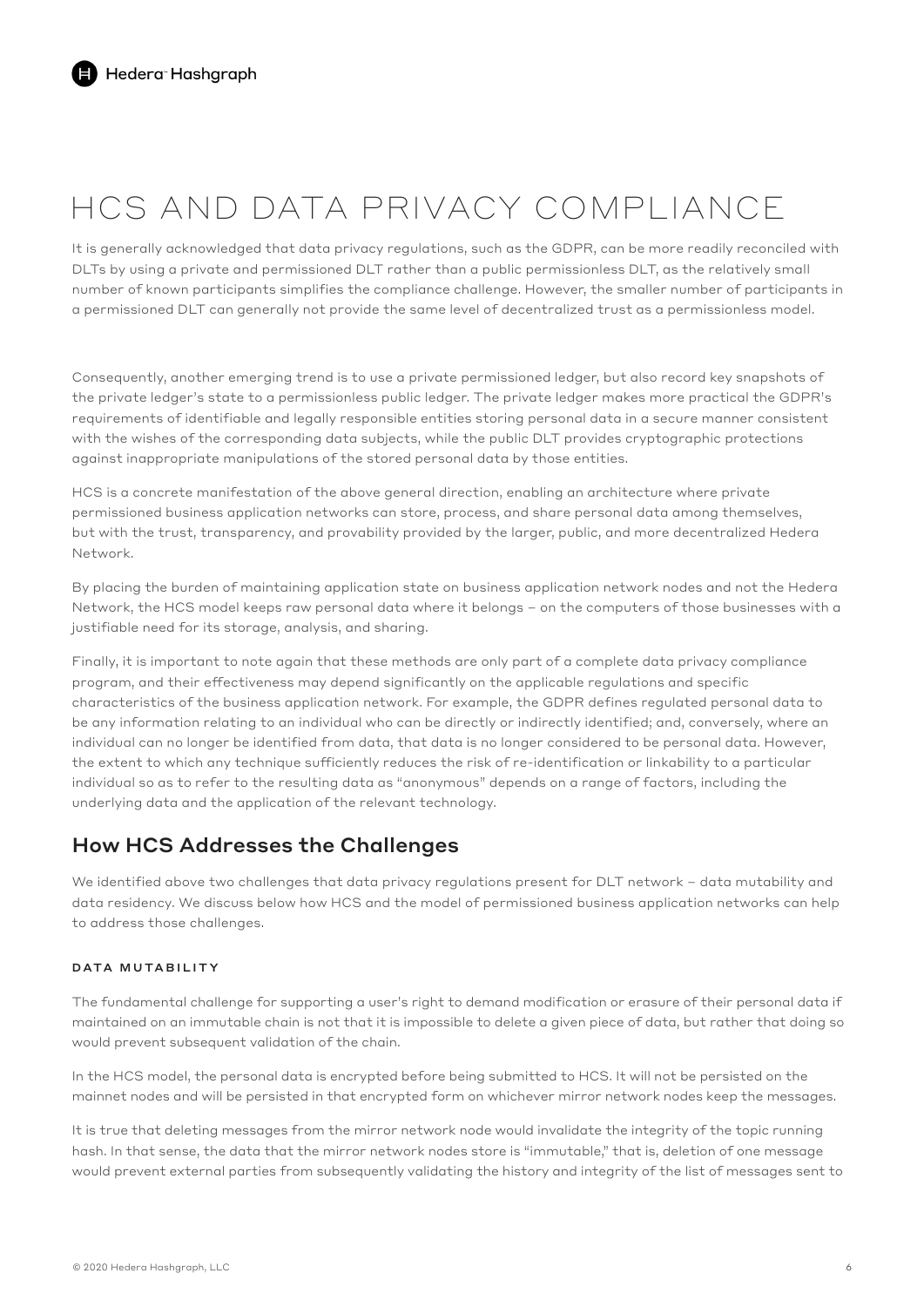# HCS AND DATA PRIVACY COMPLIANCE

It is generally acknowledged that data privacy regulations, such as the GDPR, can be more readily reconciled with DLTs by using a private and permissioned DLT rather than a public permissionless DLT, as the relatively small number of known participants simplifies the compliance challenge. However, the smaller number of participants in a permissioned DLT can generally not provide the same level of decentralized trust as a permissionless model.

Consequently, another emerging trend is to use a private permissioned ledger, but also record key snapshots of the private ledger's state to a permissionless public ledger. The private ledger makes more practical the GDPR's requirements of identifiable and legally responsible entities storing personal data in a secure manner consistent with the wishes of the corresponding data subjects, while the public DLT provides cryptographic protections against inappropriate manipulations of the stored personal data by those entities.

HCS is a concrete manifestation of the above general direction, enabling an architecture where private permissioned business application networks can store, process, and share personal data among themselves, but with the trust, transparency, and provability provided by the larger, public, and more decentralized Hedera Network.

By placing the burden of maintaining application state on business application network nodes and not the Hedera Network, the HCS model keeps raw personal data where it belongs – on the computers of those businesses with a justifiable need for its storage, analysis, and sharing.

Finally, it is important to note again that these methods are only part of a complete data privacy compliance program, and their effectiveness may depend significantly on the applicable regulations and specific characteristics of the business application network. For example, the GDPR defines regulated personal data to be any information relating to an individual who can be directly or indirectly identified; and, conversely, where an individual can no longer be identified from data, that data is no longer considered to be personal data. However, the extent to which any technique sufficiently reduces the risk of re-identification or linkability to a particular individual so as to refer to the resulting data as "anonymous" depends on a range of factors, including the underlying data and the application of the relevant technology.

## How HCS Addresses the Challenges

We identified above two challenges that data privacy regulations present for DLT network – data mutability and data residency. We discuss below how HCS and the model of permissioned business application networks can help to address those challenges.

#### DATA MUTABILITY

The fundamental challenge for supporting a user's right to demand modification or erasure of their personal data if maintained on an immutable chain is not that it is impossible to delete a given piece of data, but rather that doing so would prevent subsequent validation of the chain.

In the HCS model, the personal data is encrypted before being submitted to HCS. It will not be persisted on the mainnet nodes and will be persisted in that encrypted form on whichever mirror network nodes keep the messages.

It is true that deleting messages from the mirror network node would invalidate the integrity of the topic running hash. In that sense, the data that the mirror network nodes store is "immutable," that is, deletion of one message would prevent external parties from subsequently validating the history and integrity of the list of messages sent to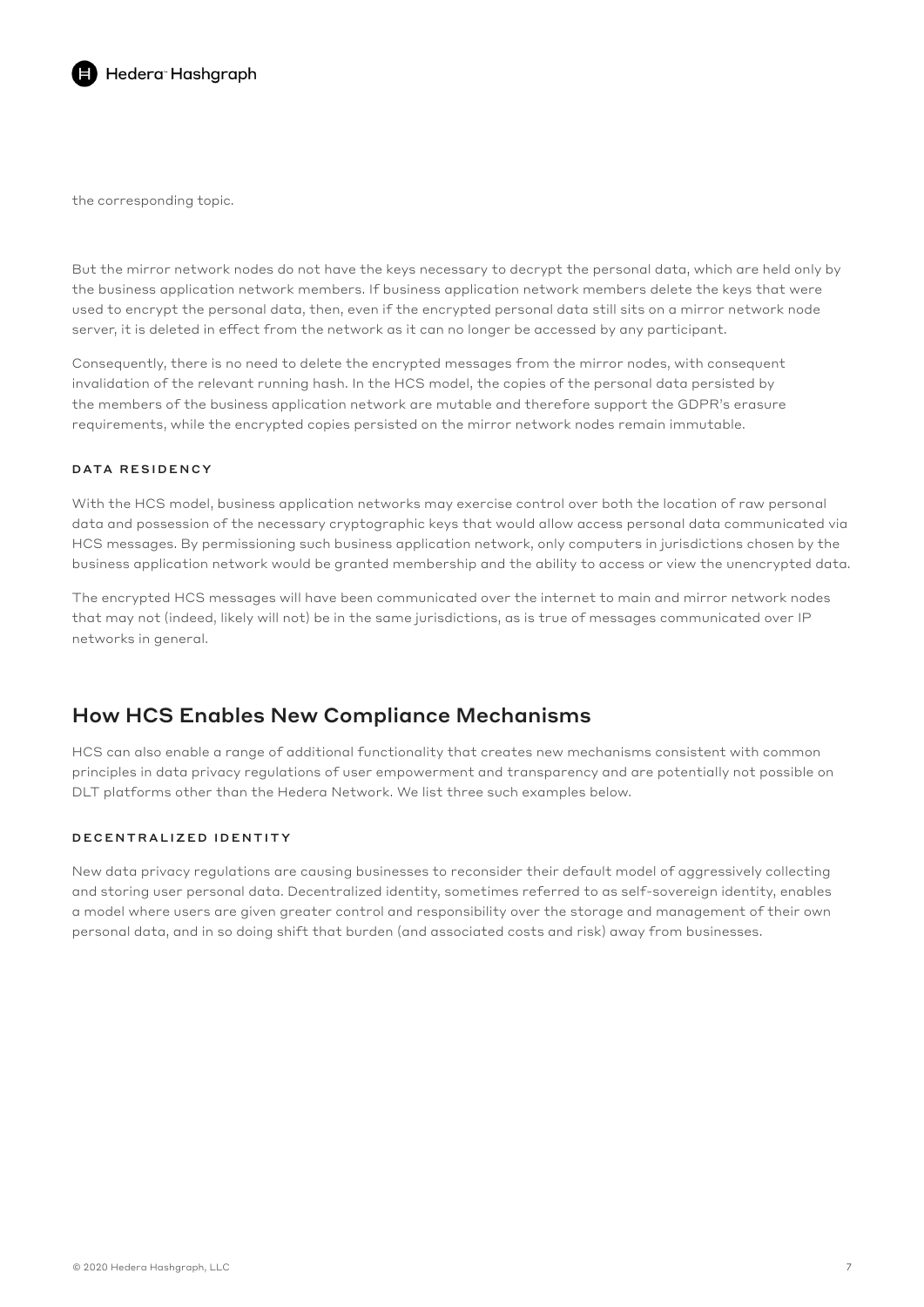the corresponding topic.

But the mirror network nodes do not have the keys necessary to decrypt the personal data, which are held only by the business application network members. If business application network members delete the keys that were used to encrypt the personal data, then, even if the encrypted personal data still sits on a mirror network node server, it is deleted in effect from the network as it can no longer be accessed by any participant.

Consequently, there is no need to delete the encrypted messages from the mirror nodes, with consequent invalidation of the relevant running hash. In the HCS model, the copies of the personal data persisted by the members of the business application network are mutable and therefore support the GDPR's erasure requirements, while the encrypted copies persisted on the mirror network nodes remain immutable.

#### DATA RESIDENCY

With the HCS model, business application networks may exercise control over both the location of raw personal data and possession of the necessary cryptographic keys that would allow access personal data communicated via HCS messages. By permissioning such business application network, only computers in jurisdictions chosen by the business application network would be granted membership and the ability to access or view the unencrypted data.

The encrypted HCS messages will have been communicated over the internet to main and mirror network nodes that may not (indeed, likely will not) be in the same jurisdictions, as is true of messages communicated over IP networks in general.

## How HCS Enables New Compliance Mechanisms

HCS can also enable a range of additional functionality that creates new mechanisms consistent with common principles in data privacy regulations of user empowerment and transparency and are potentially not possible on DLT platforms other than the Hedera Network. We list three such examples below.

#### DECENTRALIZED IDENTITY

New data privacy regulations are causing businesses to reconsider their default model of aggressively collecting and storing user personal data. Decentralized identity, sometimes referred to as self-sovereign identity, enables a model where users are given greater control and responsibility over the storage and management of their own personal data, and in so doing shift that burden (and associated costs and risk) away from businesses.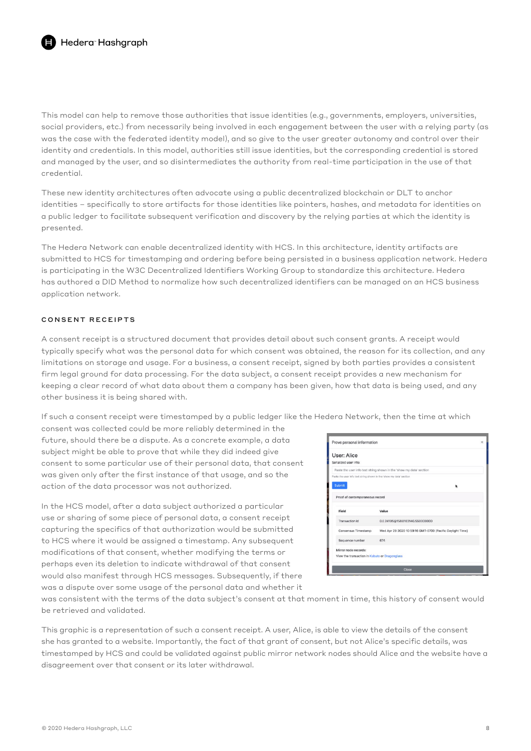This model can help to remove those authorities that issue identities (e.g., governments, employers, universities, social providers, etc.) from necessarily being involved in each engagement between the user with a relying party (as was the case with the federated identity model), and so give to the user greater autonomy and control over their identity and credentials. In this model, authorities still issue identities, but the corresponding credential is stored and managed by the user, and so disintermediates the authority from real-time participation in the use of that credential.

These new identity architectures often advocate using a public decentralized blockchain or DLT to anchor identities – specifically to store artifacts for those identities like pointers, hashes, and metadata for identities on a public ledger to facilitate subsequent verification and discovery by the relying parties at which the identity is presented.

The Hedera Network can enable decentralized identity with HCS. In this architecture, identity artifacts are submitted to HCS for timestamping and ordering before being persisted in a business application network. Hedera is participating in the W3C Decentralized Identifiers Working Group to standardize this architecture. Hedera has authored a DID Method to normalize how such decentralized identifiers can be managed on an HCS business application network.

## CONSENT RECEIPTS

A consent receipt is a structured document that provides detail about such consent grants. A receipt would typically specify what was the personal data for which consent was obtained, the reason for its collection, and any limitations on storage and usage. For a business, a consent receipt, signed by both parties provides a consistent firm legal ground for data processing. For the data subject, a consent receipt provides a new mechanism for keeping a clear record of what data about them a company has been given, how that data is being used, and any other business it is being shared with.

If such a consent receipt were timestamped by a public ledger like the Hedera Network, then the time at which consent was collected could be more reliably determined in the future, should there be a dispute. As a concrete example, a data subject might be able to prove that while they did indeed give consent to some particular use of their personal data, that consent was given only after the first instance of that usage, and so the action of the data processor was not authorized.

In the HCS model, after a data subject authorized a particular use or sharing of some piece of personal data, a consent receipt capturing the specifics of that authorization would be submitted to HCS where it would be assigned a timestamp. Any subsequent modifications of that consent, whether modifying the terms or perhaps even its deletion to indicate withdrawal of that consent would also manifest through HCS messages. Subsequently, if there was a dispute over some usage of the personal data and whether it was consistent with the terms of the data subject's consent at that moment in time, this history of consent would be retrieved and validated.

Prove personal information

User: Alice

Serialized user info:

Paste the user info text string shown in the 'show my data' section

Submit

Proof of contemporaneous record

| Field | Value |
|---|---|
| Transaction Id | 0.0.24105@1588183146.550000000 |
| Consensus Timestamp | Wed Apr 29 2020 10:59:16 GMT-0700 (Pacific Daylight Time) |
| Sequence number | 674 |

Mirror node records:

View the transaction in Kabuto or Dragonglass

Close

This graphic is a representation of such a consent receipt. A user, Alice, is able to view the details of the consent she has granted to a website. Importantly, the fact of that grant of consent, but not Alice's specific details, was timestamped by HCS and could be validated against public mirror network nodes should Alice and the website have a disagreement over that consent or its later withdrawal.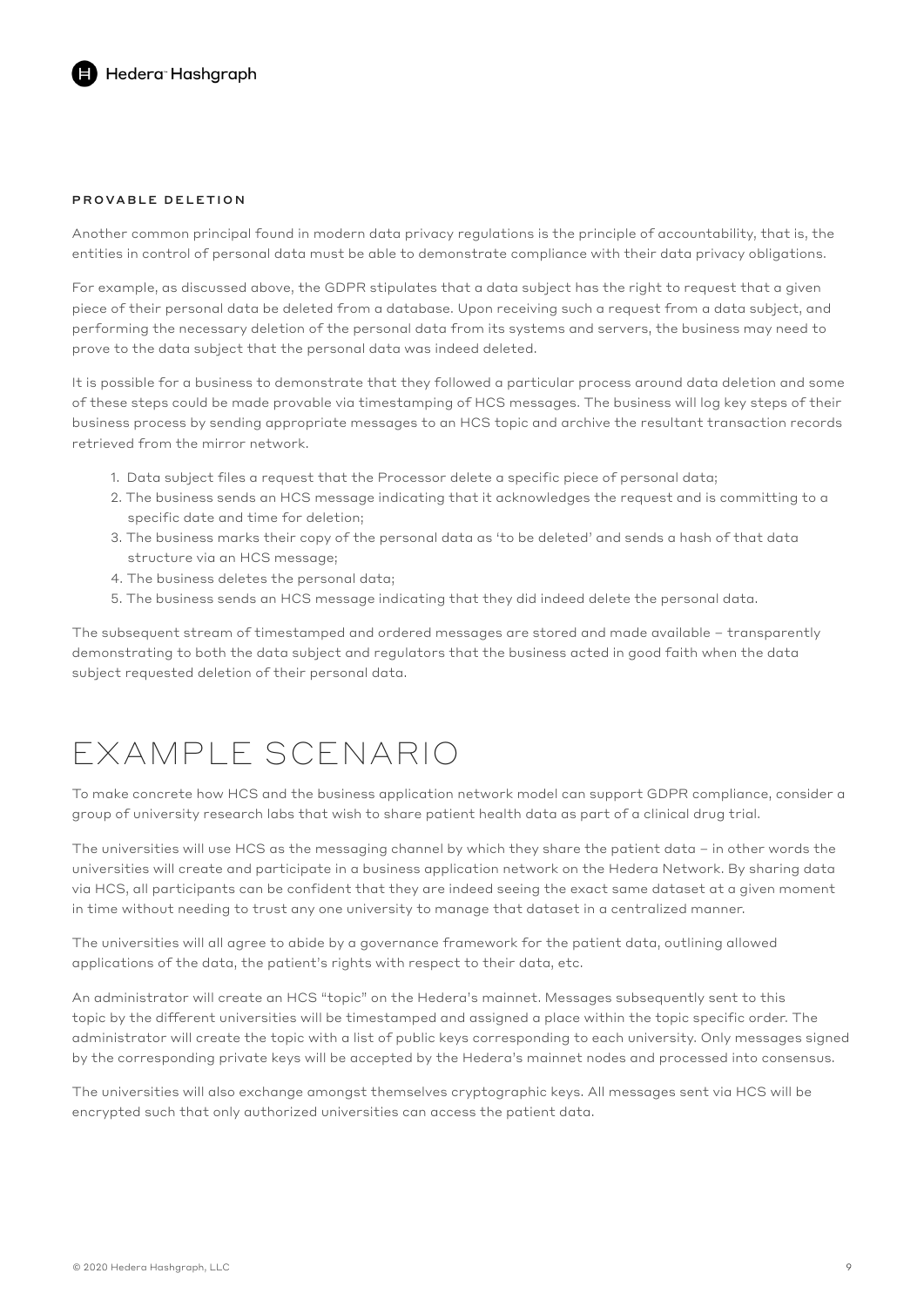### PROVABLE DELETION

Another common principal found in modern data privacy regulations is the principle of accountability, that is, the entities in control of personal data must be able to demonstrate compliance with their data privacy obligations.

For example, as discussed above, the GDPR stipulates that a data subject has the right to request that a given piece of their personal data be deleted from a database. Upon receiving such a request from a data subject, and performing the necessary deletion of the personal data from its systems and servers, the business may need to prove to the data subject that the personal data was indeed deleted.

It is possible for a business to demonstrate that they followed a particular process around data deletion and some of these steps could be made provable via timestamping of HCS messages. The business will log key steps of their business process by sending appropriate messages to an HCS topic and archive the resultant transaction records retrieved from the mirror network.

1. Data subject files a request that the Processor delete a specific piece of personal data;
2. The business sends an HCS message indicating that it acknowledges the request and is committing to a specific date and time for deletion;
3. The business marks their copy of the personal data as 'to be deleted' and sends a hash of that data structure via an HCS message;
4. The business deletes the personal data;
5. The business sends an HCS message indicating that they did indeed delete the personal data.

The subsequent stream of timestamped and ordered messages are stored and made available – transparently demonstrating to both the data subject and regulators that the business acted in good faith when the data subject requested deletion of their personal data.

# EXAMPLE SCENARIO

To make concrete how HCS and the business application network model can support GDPR compliance, consider a group of university research labs that wish to share patient health data as part of a clinical drug trial.

The universities will use HCS as the messaging channel by which they share the patient data – in other words the universities will create and participate in a business application network on the Hedera Network. By sharing data via HCS, all participants can be confident that they are indeed seeing the exact same dataset at a given moment in time without needing to trust any one university to manage that dataset in a centralized manner.

The universities will all agree to abide by a governance framework for the patient data, outlining allowed applications of the data, the patient's rights with respect to their data, etc.

An administrator will create an HCS "topic" on the Hedera's mainnet. Messages subsequently sent to this topic by the different universities will be timestamped and assigned a place within the topic specific order. The administrator will create the topic with a list of public keys corresponding to each university. Only messages signed by the corresponding private keys will be accepted by the Hedera's mainnet nodes and processed into consensus.

The universities will also exchange amongst themselves cryptographic keys. All messages sent via HCS will be encrypted such that only authorized universities can access the patient data.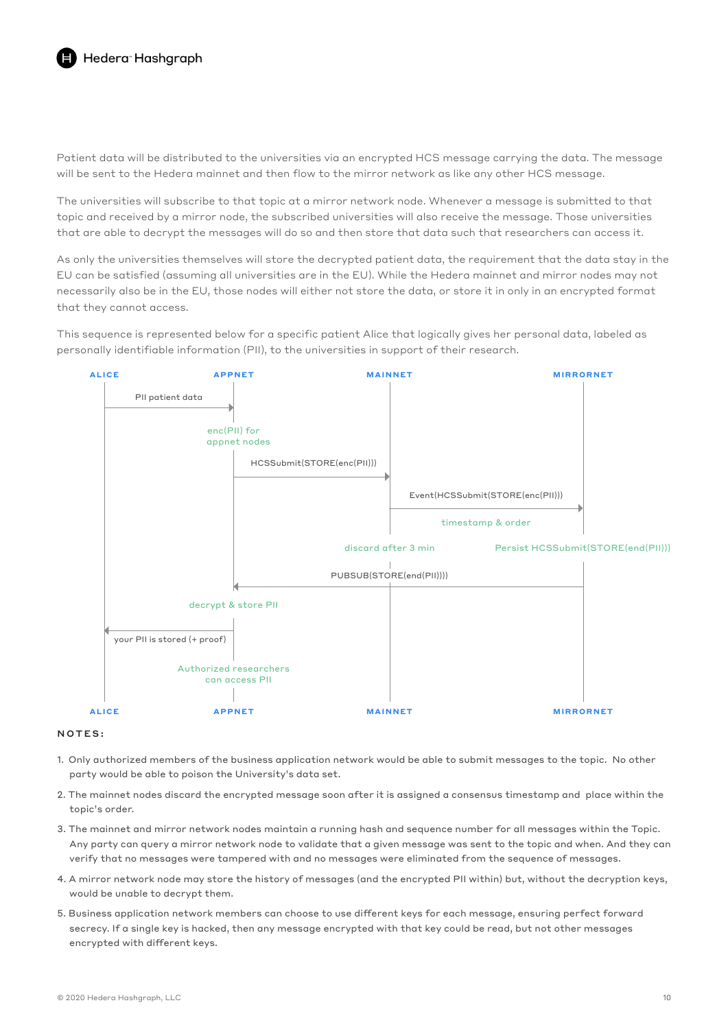Patient data will be distributed to the universities via an encrypted HCS message carrying the data. The message will be sent to the Hedera mainnet and then flow to the mirror network as like any other HCS message.

The universities will subscribe to that topic at a mirror network node. Whenever a message is submitted to that topic and received by a mirror node, the subscribed universities will also receive the message. Those universities that are able to decrypt the messages will do so and then store that data such that researchers can access it.

As only the universities themselves will store the decrypted patient data, the requirement that the data stay in the EU can be satisfied (assuming all universities are in the EU). While the Hedera mainnet and mirror nodes may not necessarily also be in the EU, those nodes will either not store the data, or store it in only an encrypted format that they cannot access.

This sequence is represented below for a specific patient Alice that logically gives her personal data, labeled as personally identifiable information (PII), to the universities in support of their research.

```
ALICE                 APPNET                  MAINNET                    MIRRORNET

  |--PII patient data--->|
                   enc(PII) for
                   appnet nodes
                         |--HCSSubmit(STORE(enc(PII)))-->|
                                                 |--Event(HCSSubmit(STORE(enc(PII)))-->|
                                                          timestamp & order
                                          discard after 3 min      Persist HCSSubmit(STORE(end(PII)))
                         |<-------------PUBSUB(STORE(end(PII))))-----------------------|
                 decrypt & store PII
  |<--your PII is stored (+ proof)--|
              Authorized researchers
                  can access PII

ALICE                 APPNET                  MAINNET                    MIRRORNET
```

**NOTES:**

1. Only authorized members of the business application network would be able to submit messages to the topic. No other party would be able to poison the University's data set.
2. The mainnet nodes discard the encrypted message soon after it is assigned a consensus timestamp and place within the topic's order.
3. The mainnet and mirror network nodes maintain a running hash and sequence number for all messages within the Topic. Any party can query a mirror network node to validate that a given message was sent to the topic and when. And they can verify that no messages were tampered with and no messages were eliminated from the sequence of messages.
4. A mirror network node may store the history of messages (and the encrypted PII within) but, without the decryption keys, would be unable to decrypt them.
5. Business application network members can choose to use different keys for each message, ensuring perfect forward secrecy. If a single key is hacked, then any message encrypted with that key could be read, but not other messages encrypted with different keys.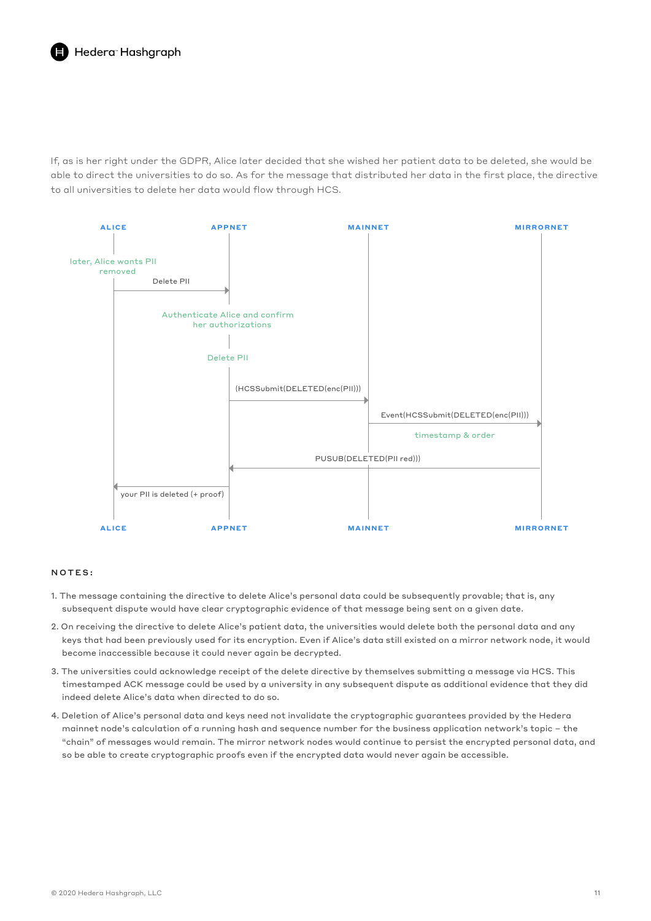If, as is her right under the GDPR, Alice later decided that she wished her patient data to be deleted, she would be able to direct the universities to do so. As for the message that distributed her data in the first place, the directive to all universities to delete her data would flow through HCS.

ALICE APPNET MAINNET MIRRORNET

later, Alice wants PII removed

Delete PII

Authenticate Alice and confirm her authorizations

Delete PII

(HCSSubmit(DELETED(enc(PII)))

Event(HCSSubmit(DELETED(enc(PII)))

timestamp & order

PUSUB(DELETED(PII red)))

your PII is deleted (+ proof)

ALICE APPNET MAINNET MIRRORNET

NOTES:

1. The message containing the directive to delete Alice's personal data could be subsequently provable; that is, any subsequent dispute would have clear cryptographic evidence of that message being sent on a given date.
2. On receiving the directive to delete Alice's patient data, the universities would delete both the personal data and any keys that had been previously used for its encryption. Even if Alice's data still existed on a mirror network node, it would become inaccessible because it could never again be decrypted.
3. The universities could acknowledge receipt of the delete directive by themselves submitting a message via HCS. This timestamped ACK message could be used by a university in any subsequent dispute as additional evidence that they did indeed delete Alice's data when directed to do so.
4. Deletion of Alice's personal data and keys need not invalidate the cryptographic guarantees provided by the Hedera mainnet node's calculation of a running hash and sequence number for the business application network's topic – the "chain" of messages would remain. The mirror network nodes would continue to persist the encrypted personal data, and so be able to create cryptographic proofs even if the encrypted data would never again be accessible.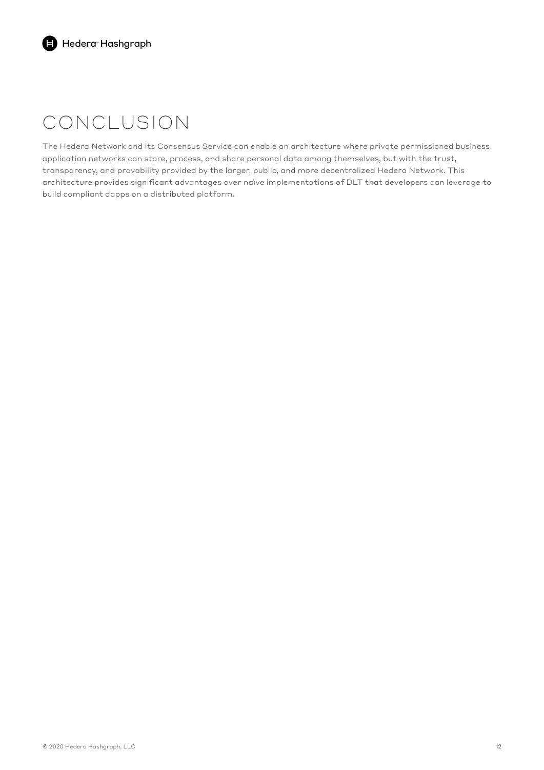# CONCLUSION

The Hedera Network and its Consensus Service can enable an architecture where private permissioned business application networks can store, process, and share personal data among themselves, but with the trust, transparency, and provability provided by the larger, public, and more decentralized Hedera Network. This architecture provides significant advantages over naïve implementations of DLT that developers can leverage to build compliant dapps on a distributed platform.